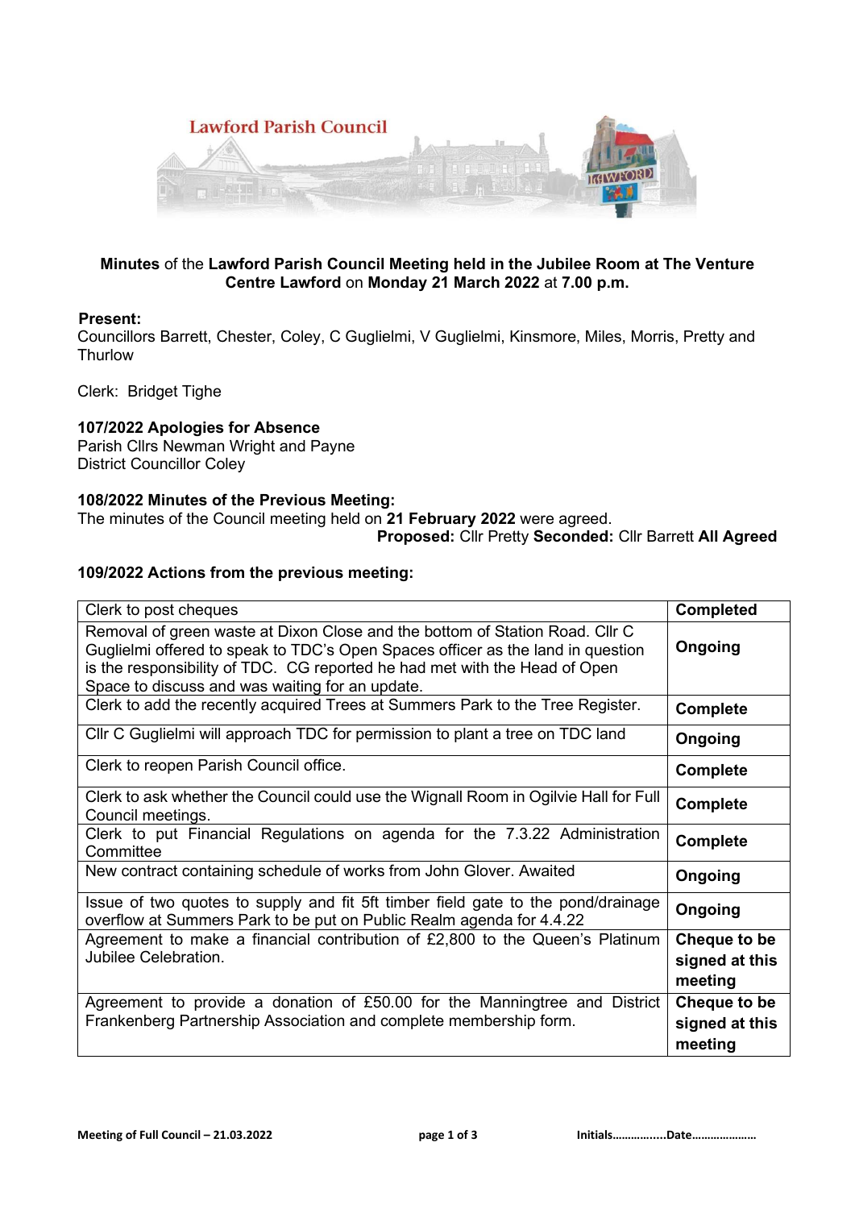**Minutes** of the **Lawford Parish Council Meeting held in the Jubilee Room at The Venture Centre Lawford** on **Monday 21 March 2022** at **7.00 p.m.**

**Present:**
Councillors Barrett, Chester, Coley, C Guglielmi, V Guglielmi, Kinsmore, Miles, Morris, Pretty and Thurlow

Clerk: Bridget Tighe

### 107/2022 Apologies for Absence

Parish Cllrs Newman Wright and Payne
District Councillor Coley

### 108/2022 Minutes of the Previous Meeting:

The minutes of the Council meeting held on **21 February 2022** were agreed.

**Proposed:** Cllr Pretty **Seconded:** Cllr Barrett **All Agreed**

### 109/2022 Actions from the previous meeting:

| | |
|---|---|
| Clerk to post cheques | **Completed** |
| Removal of green waste at Dixon Close and the bottom of Station Road. Cllr C Guglielmi offered to speak to TDC's Open Spaces officer as the land in question is the responsibility of TDC. CG reported he had met with the Head of Open Space to discuss and was waiting for an update. | **Ongoing** |
| Clerk to add the recently acquired Trees at Summers Park to the Tree Register. | **Complete** |
| Cllr C Guglielmi will approach TDC for permission to plant a tree on TDC land | **Ongoing** |
| Clerk to reopen Parish Council office. | **Complete** |
| Clerk to ask whether the Council could use the Wignall Room in Ogilvie Hall for Full Council meetings. | **Complete** |
| Clerk to put Financial Regulations on agenda for the 7.3.22 Administration Committee | **Complete** |
| New contract containing schedule of works from John Glover. Awaited | **Ongoing** |
| Issue of two quotes to supply and fit 5ft timber field gate to the pond/drainage overflow at Summers Park to be put on Public Realm agenda for 4.4.22 | **Ongoing** |
| Agreement to make a financial contribution of £2,800 to the Queen's Platinum Jubilee Celebration. | **Cheque to be signed at this meeting** |
| Agreement to provide a donation of £50.00 for the Manningtree and District Frankenberg Partnership Association and complete membership form. | **Cheque to be signed at this meeting** |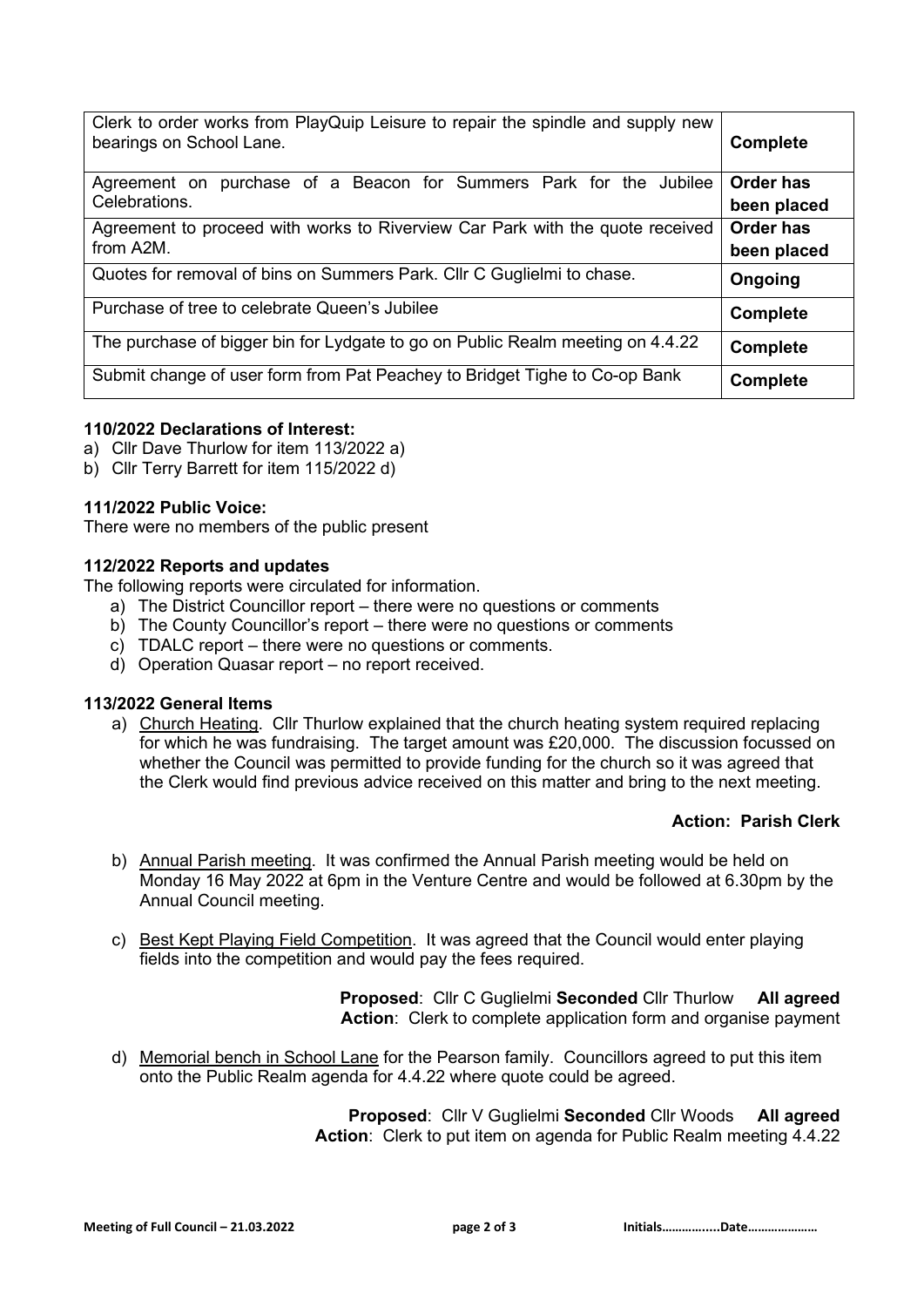| | |
|---|---|
| Clerk to order works from PlayQuip Leisure to repair the spindle and supply new bearings on School Lane. | **Complete** |
| Agreement on purchase of a Beacon for Summers Park for the Jubilee Celebrations. | **Order has been placed** |
| Agreement to proceed with works to Riverview Car Park with the quote received from A2M. | **Order has been placed** |
| Quotes for removal of bins on Summers Park. Cllr C Guglielmi to chase. | **Ongoing** |
| Purchase of tree to celebrate Queen's Jubilee | **Complete** |
| The purchase of bigger bin for Lydgate to go on Public Realm meeting on 4.4.22 | **Complete** |
| Submit change of user form from Pat Peachey to Bridget Tighe to Co-op Bank | **Complete** |

**110/2022 Declarations of Interest:**

a) Cllr Dave Thurlow for item 113/2022 a)
b) Cllr Terry Barrett for item 115/2022 d)

**111/2022 Public Voice:**

There were no members of the public present

**112/2022 Reports and updates**

The following reports were circulated for information.

a) The District Councillor report – there were no questions or comments
b) The County Councillor's report – there were no questions or comments
c) TDALC report – there were no questions or comments.
d) Operation Quasar report – no report received.

**113/2022 General Items**

a) Church Heating. Cllr Thurlow explained that the church heating system required replacing for which he was fundraising. The target amount was £20,000. The discussion focussed on whether the Council was permitted to provide funding for the church so it was agreed that the Clerk would find previous advice received on this matter and bring to the next meeting.

**Action: Parish Clerk**

b) Annual Parish meeting. It was confirmed the Annual Parish meeting would be held on Monday 16 May 2022 at 6pm in the Venture Centre and would be followed at 6.30pm by the Annual Council meeting.

c) Best Kept Playing Field Competition. It was agreed that the Council would enter playing fields into the competition and would pay the fees required.

**Proposed**: Cllr C Guglielmi **Seconded** Cllr Thurlow **All agreed**
**Action**: Clerk to complete application form and organise payment

d) Memorial bench in School Lane for the Pearson family. Councillors agreed to put this item onto the Public Realm agenda for 4.4.22 where quote could be agreed.

**Proposed**: Cllr V Guglielmi **Seconded** Cllr Woods **All agreed**
**Action**: Clerk to put item on agenda for Public Realm meeting 4.4.22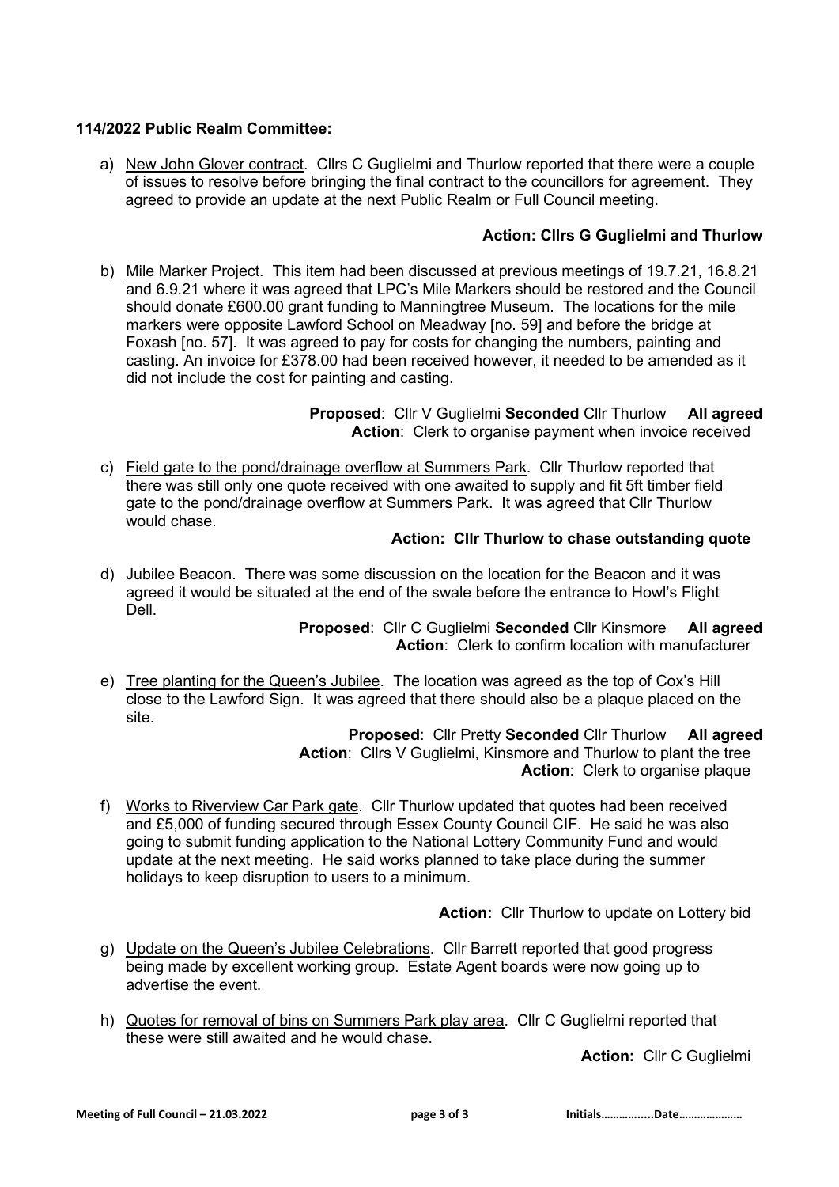**114/2022 Public Realm Committee:**

a) New John Glover contract. Cllrs C Guglielmi and Thurlow reported that there were a couple of issues to resolve before bringing the final contract to the councillors for agreement. They agreed to provide an update at the next Public Realm or Full Council meeting.

**Action: Cllrs G Guglielmi and Thurlow**

b) Mile Marker Project. This item had been discussed at previous meetings of 19.7.21, 16.8.21 and 6.9.21 where it was agreed that LPC's Mile Markers should be restored and the Council should donate £600.00 grant funding to Manningtree Museum. The locations for the mile markers were opposite Lawford School on Meadway [no. 59] and before the bridge at Foxash [no. 57]. It was agreed to pay for costs for changing the numbers, painting and casting. An invoice for £378.00 had been received however, it needed to be amended as it did not include the cost for painting and casting.

**Proposed**: Cllr V Guglielmi **Seconded** Cllr Thurlow **All agreed**
**Action**: Clerk to organise payment when invoice received

c) Field gate to the pond/drainage overflow at Summers Park. Cllr Thurlow reported that there was still only one quote received with one awaited to supply and fit 5ft timber field gate to the pond/drainage overflow at Summers Park. It was agreed that Cllr Thurlow would chase.

**Action: Cllr Thurlow to chase outstanding quote**

d) Jubilee Beacon. There was some discussion on the location for the Beacon and it was agreed it would be situated at the end of the swale before the entrance to Howl's Flight Dell.

**Proposed**: Cllr C Guglielmi **Seconded** Cllr Kinsmore **All agreed**
**Action**: Clerk to confirm location with manufacturer

e) Tree planting for the Queen's Jubilee. The location was agreed as the top of Cox's Hill close to the Lawford Sign. It was agreed that there should also be a plaque placed on the site.

**Proposed**: Cllr Pretty **Seconded** Cllr Thurlow **All agreed**
**Action**: Cllrs V Guglielmi, Kinsmore and Thurlow to plant the tree
**Action**: Clerk to organise plaque

f) Works to Riverview Car Park gate. Cllr Thurlow updated that quotes had been received and £5,000 of funding secured through Essex County Council CIF. He said he was also going to submit funding application to the National Lottery Community Fund and would update at the next meeting. He said works planned to take place during the summer holidays to keep disruption to users to a minimum.

**Action:** Cllr Thurlow to update on Lottery bid

g) Update on the Queen's Jubilee Celebrations. Cllr Barrett reported that good progress being made by excellent working group. Estate Agent boards were now going up to advertise the event.

h) Quotes for removal of bins on Summers Park play area. Cllr C Guglielmi reported that these were still awaited and he would chase.

**Action:** Cllr C Guglielmi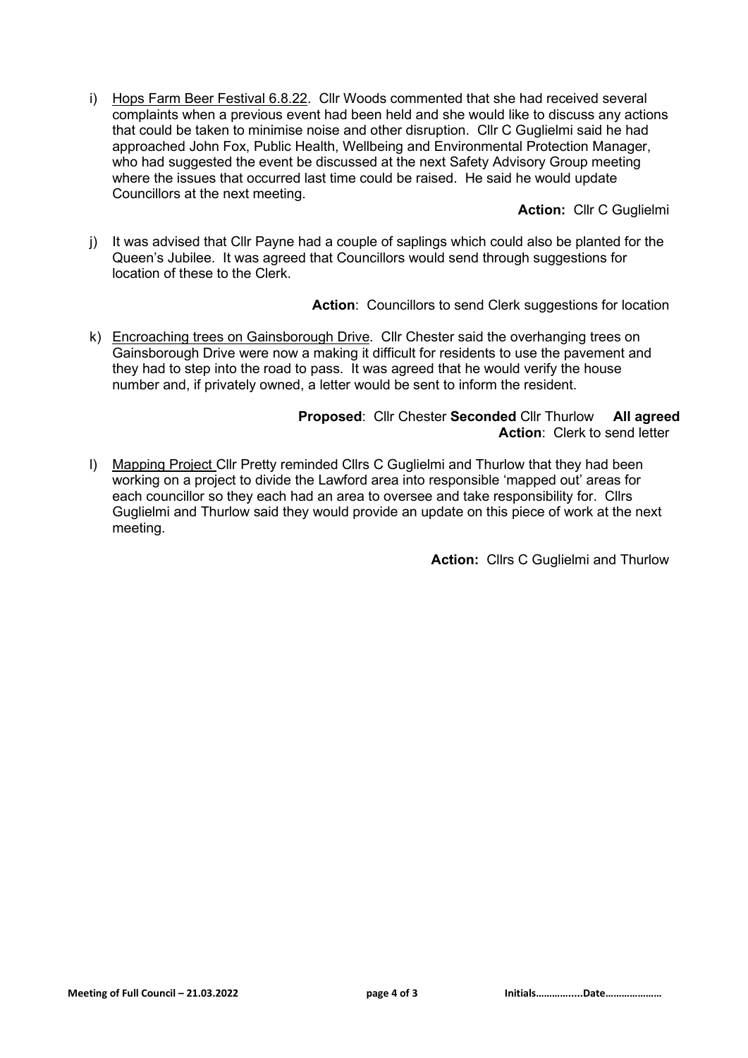i) <u>Hops Farm Beer Festival 6.8.22</u>. Cllr Woods commented that she had received several complaints when a previous event had been held and she would like to discuss any actions that could be taken to minimise noise and other disruption. Cllr C Guglielmi said he had approached John Fox, Public Health, Wellbeing and Environmental Protection Manager, who had suggested the event be discussed at the next Safety Advisory Group meeting where the issues that occurred last time could be raised. He said he would update Councillors at the next meeting.

**Action:** Cllr C Guglielmi

j) It was advised that Cllr Payne had a couple of saplings which could also be planted for the Queen's Jubilee. It was agreed that Councillors would send through suggestions for location of these to the Clerk.

**Action**: Councillors to send Clerk suggestions for location

k) <u>Encroaching trees on Gainsborough Drive</u>. Cllr Chester said the overhanging trees on Gainsborough Drive were now a making it difficult for residents to use the pavement and they had to step into the road to pass. It was agreed that he would verify the house number and, if privately owned, a letter would be sent to inform the resident.

**Proposed**: Cllr Chester **Seconded** Cllr Thurlow **All agreed**
**Action**: Clerk to send letter

l) <u>Mapping Project</u> Cllr Pretty reminded Cllrs C Guglielmi and Thurlow that they had been working on a project to divide the Lawford area into responsible 'mapped out' areas for each councillor so they each had an area to oversee and take responsibility for. Cllrs Guglielmi and Thurlow said they would provide an update on this piece of work at the next meeting.

**Action:** Cllrs C Guglielmi and Thurlow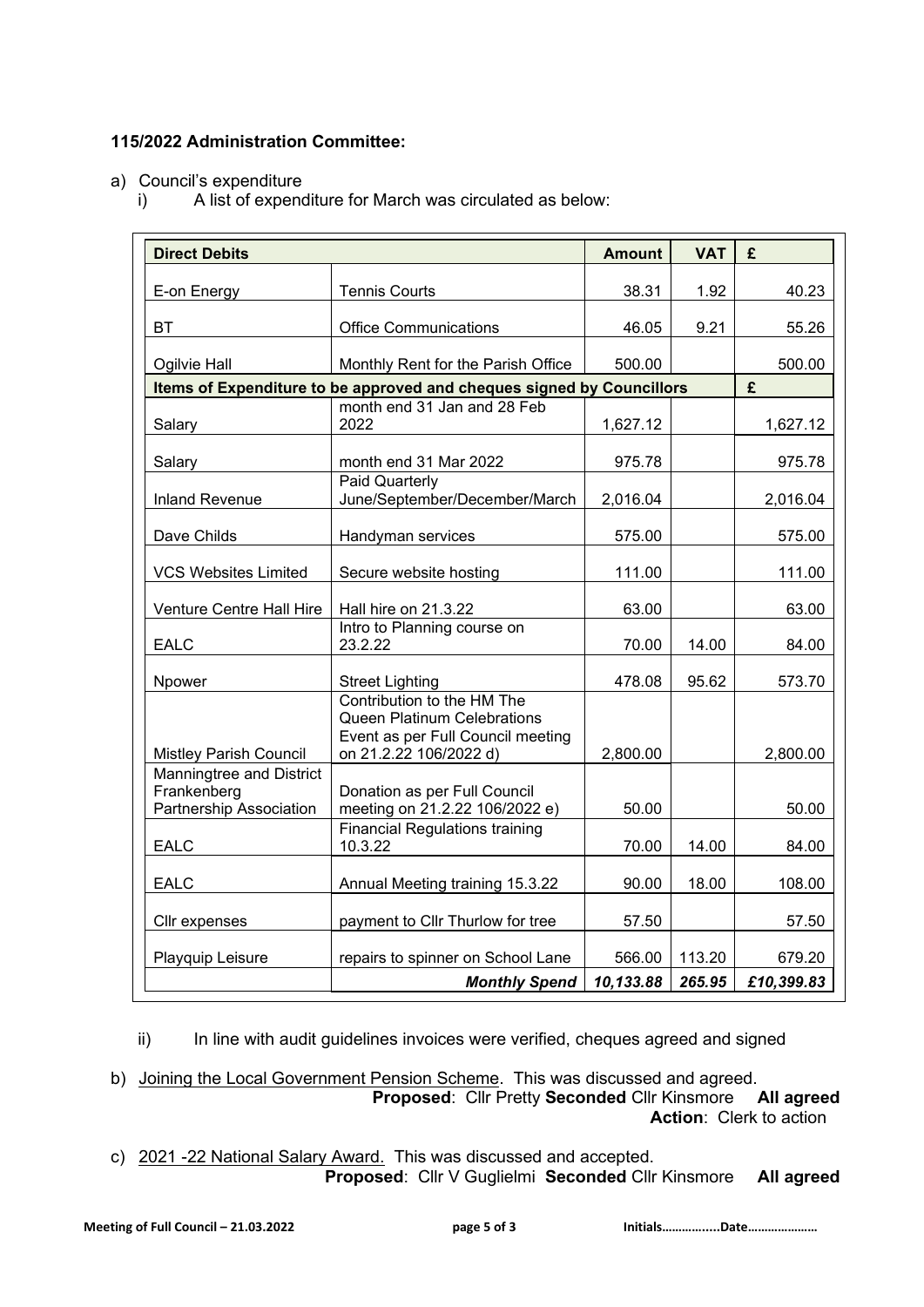**115/2022 Administration Committee:**

a) Council's expenditure

i) A list of expenditure for March was circulated as below:

| Direct Debits | | Amount | VAT | £ |
|---|---|---|---|---|
| E-on Energy | Tennis Courts | 38.31 | 1.92 | 40.23 |
| BT | Office Communications | 46.05 | 9.21 | 55.26 |
| Ogilvie Hall | Monthly Rent for the Parish Office | 500.00 | | 500.00 |
| **Items of Expenditure to be approved and cheques signed by Councillors** | | | | **£** |
| Salary | month end 31 Jan and 28 Feb 2022 | 1,627.12 | | 1,627.12 |
| Salary | month end 31 Mar 2022 | 975.78 | | 975.78 |
| Inland Revenue | Paid Quarterly June/September/December/March | 2,016.04 | | 2,016.04 |
| Dave Childs | Handyman services | 575.00 | | 575.00 |
| VCS Websites Limited | Secure website hosting | 111.00 | | 111.00 |
| Venture Centre Hall Hire | Hall hire on 21.3.22 | 63.00 | | 63.00 |
| EALC | Intro to Planning course on 23.2.22 | 70.00 | 14.00 | 84.00 |
| Npower | Street Lighting | 478.08 | 95.62 | 573.70 |
| Mistley Parish Council | Contribution to the HM The Queen Platinum Celebrations Event as per Full Council meeting on 21.2.22 106/2022 d) | 2,800.00 | | 2,800.00 |
| Manningtree and District Frankenberg Partnership Association | Donation as per Full Council meeting on 21.2.22 106/2022 e) | 50.00 | | 50.00 |
| EALC | Financial Regulations training 10.3.22 | 70.00 | 14.00 | 84.00 |
| EALC | Annual Meeting training 15.3.22 | 90.00 | 18.00 | 108.00 |
| Cllr expenses | payment to Cllr Thurlow for tree | 57.50 | | 57.50 |
| Playquip Leisure | repairs to spinner on School Lane | 566.00 | 113.20 | 679.20 |
| | ***Monthly Spend*** | ***10,133.88*** | ***265.95*** | ***£10,399.83*** |

ii) In line with audit guidelines invoices were verified, cheques agreed and signed

b) Joining the Local Government Pension Scheme. This was discussed and agreed.
**Proposed**: Cllr Pretty **Seconded** Cllr Kinsmore **All agreed**
**Action**: Clerk to action

c) 2021 -22 National Salary Award. This was discussed and accepted.
**Proposed**: Cllr V Guglielmi **Seconded** Cllr Kinsmore **All agreed**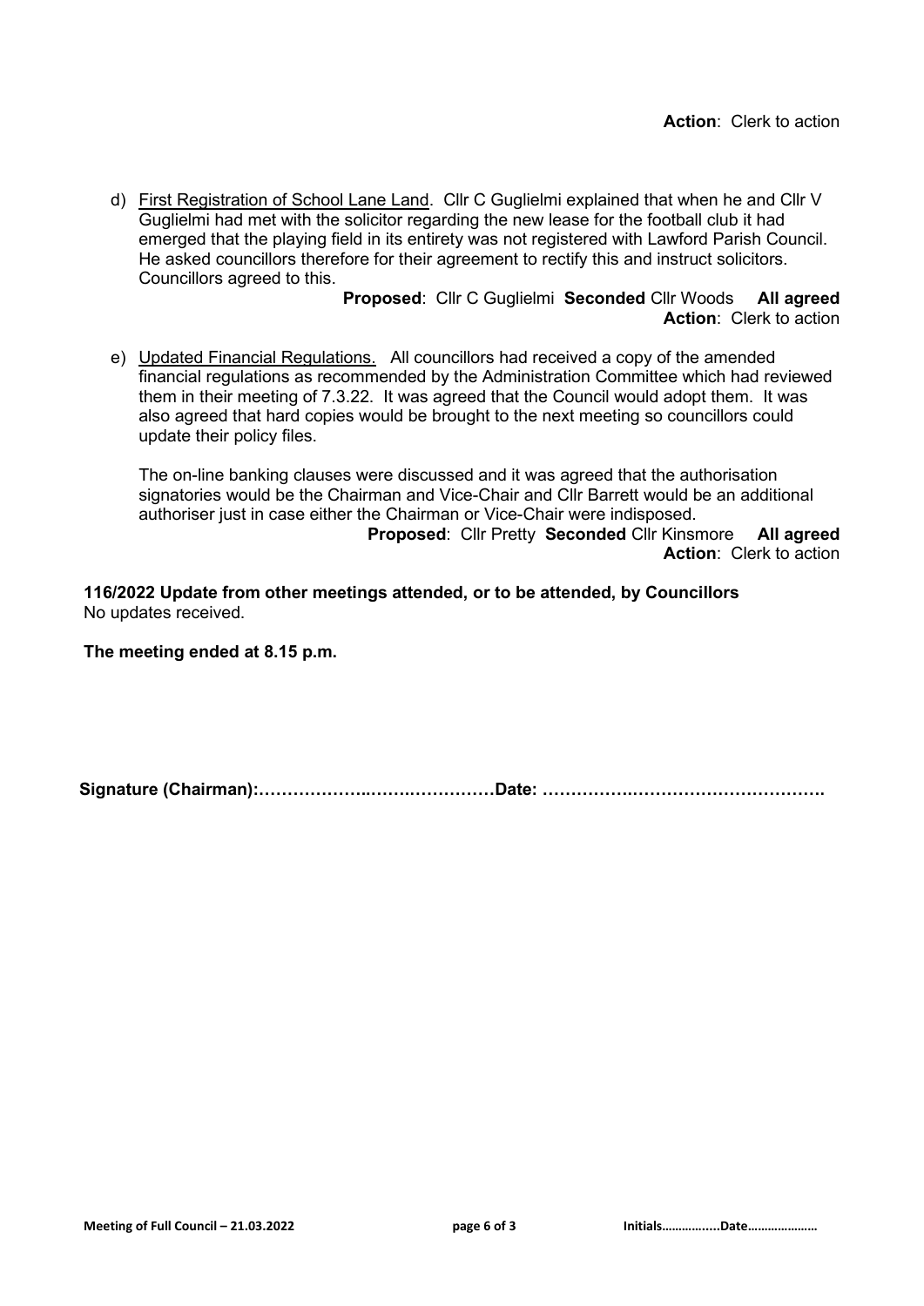**Action**: Clerk to action

d) First Registration of School Lane Land. Cllr C Guglielmi explained that when he and Cllr V Guglielmi had met with the solicitor regarding the new lease for the football club it had emerged that the playing field in its entirety was not registered with Lawford Parish Council. He asked councillors therefore for their agreement to rectify this and instruct solicitors. Councillors agreed to this.

**Proposed**: Cllr C Guglielmi **Seconded** Cllr Woods **All agreed**
**Action**: Clerk to action

e) Updated Financial Regulations. All councillors had received a copy of the amended financial regulations as recommended by the Administration Committee which had reviewed them in their meeting of 7.3.22. It was agreed that the Council would adopt them. It was also agreed that hard copies would be brought to the next meeting so councillors could update their policy files.

The on-line banking clauses were discussed and it was agreed that the authorisation signatories would be the Chairman and Vice-Chair and Cllr Barrett would be an additional authoriser just in case either the Chairman or Vice-Chair were indisposed.

**Proposed**: Cllr Pretty **Seconded** Cllr Kinsmore **All agreed**
**Action**: Clerk to action

**116/2022 Update from other meetings attended, or to be attended, by Councillors**
No updates received.

**The meeting ended at 8.15 p.m.**

**Signature (Chairman):………………..…….……………Date: …………….…………………………….**

**Meeting of Full Council – 21.03.2022** **Initials……….......Date…………………**